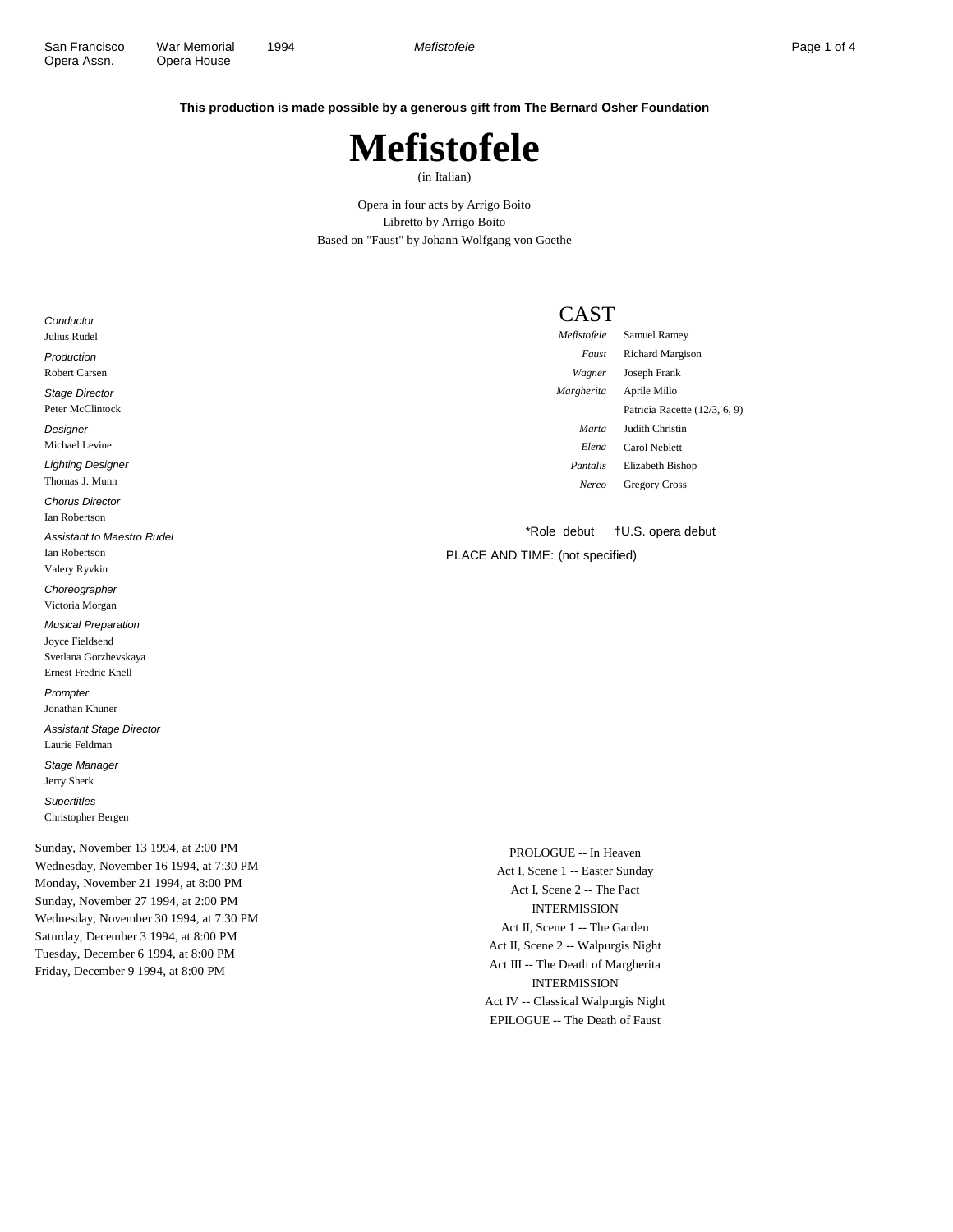**This production is made possible by a generous gift from The Bernard Osher Foundation**

# Mefistofele

(in Italian)

Opera in four acts by Arrigo Boito
Libretto by Arrigo Boito
Based on "Faust" by Johann Wolfgang von Goethe

*Conductor*
Julius Rudel

*Production*
Robert Carsen

*Stage Director*
Peter McClintock

*Designer*
Michael Levine

*Lighting Designer*
Thomas J. Munn

*Chorus Director*
Ian Robertson

*Assistant to Maestro Rudel*
Ian Robertson
Valery Ryvkin

*Choreographer*
Victoria Morgan

*Musical Preparation*
Joyce Fieldsend
Svetlana Gorzhevskaya
Ernest Fredric Knell

*Prompter*
Jonathan Khuner

*Assistant Stage Director*
Laurie Feldman

*Stage Manager*
Jerry Sherk

*Supertitles*
Christopher Bergen

## CAST

| | |
|---|---|
| *Mefistofele* | Samuel Ramey |
| *Faust* | Richard Margison |
| *Wagner* | Joseph Frank |
| *Margherita* | Aprile Millo |
| | Patricia Racette (12/3, 6, 9) |
| *Marta* | Judith Christin |
| *Elena* | Carol Neblett |
| *Pantalis* | Elizabeth Bishop |
| *Nereo* | Gregory Cross |

*Role debut †U.S. opera debut

PLACE AND TIME: (not specified)

Sunday, November 13 1994, at 2:00 PM
Wednesday, November 16 1994, at 7:30 PM
Monday, November 21 1994, at 8:00 PM
Sunday, November 27 1994, at 2:00 PM
Wednesday, November 30 1994, at 7:30 PM
Saturday, December 3 1994, at 8:00 PM
Tuesday, December 6 1994, at 8:00 PM
Friday, December 9 1994, at 8:00 PM

PROLOGUE -- In Heaven
Act I, Scene 1 -- Easter Sunday
Act I, Scene 2 -- The Pact
INTERMISSION
Act II, Scene 1 -- The Garden
Act II, Scene 2 -- Walpurgis Night
Act III -- The Death of Margherita
INTERMISSION
Act IV -- Classical Walpurgis Night
EPILOGUE -- The Death of Faust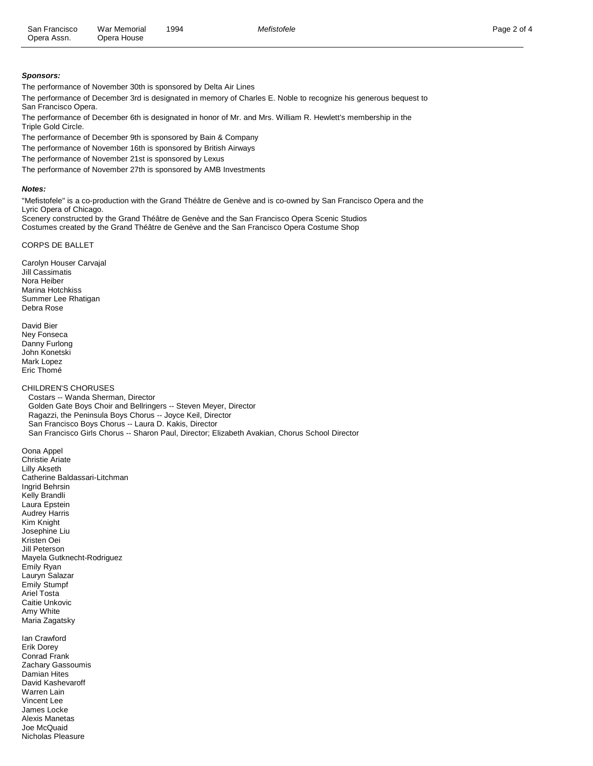***Sponsors:***

The performance of November 30th is sponsored by Delta Air Lines

The performance of December 3rd is designated in memory of Charles E. Noble to recognize his generous bequest to San Francisco Opera.

The performance of December 6th is designated in honor of Mr. and Mrs. William R. Hewlett's membership in the Triple Gold Circle.

The performance of December 9th is sponsored by Bain & Company

The performance of November 16th is sponsored by British Airways

The performance of November 21st is sponsored by Lexus

The performance of November 27th is sponsored by AMB Investments

***Notes:***

"Mefistofele" is a co-production with the Grand Théâtre de Genève and is co-owned by San Francisco Opera and the Lyric Opera of Chicago.
Scenery constructed by the Grand Théâtre de Genève and the San Francisco Opera Scenic Studios
Costumes created by the Grand Théâtre de Genève and the San Francisco Opera Costume Shop

CORPS DE BALLET

Carolyn Houser Carvajal
Jill Cassimatis
Nora Heiber
Marina Hotchkiss
Summer Lee Rhatigan
Debra Rose

David Bier
Ney Fonseca
Danny Furlong
John Konetski
Mark Lopez
Eric Thomé

CHILDREN'S CHORUSES
Costars -- Wanda Sherman, Director
Golden Gate Boys Choir and Bellringers -- Steven Meyer, Director
Ragazzi, the Peninsula Boys Chorus -- Joyce Keil, Director
San Francisco Boys Chorus -- Laura D. Kakis, Director
San Francisco Girls Chorus -- Sharon Paul, Director; Elizabeth Avakian, Chorus School Director

Oona Appel
Christie Ariate
Lilly Akseth
Catherine Baldassari-Litchman
Ingrid Behrsin
Kelly Brandli
Laura Epstein
Audrey Harris
Kim Knight
Josephine Liu
Kristen Oei
Jill Peterson
Mayela Gutknecht-Rodriguez
Emily Ryan
Lauryn Salazar
Emily Stumpf
Ariel Tosta
Caitie Unkovic
Amy White
Maria Zagatsky

Ian Crawford
Erik Dorey
Conrad Frank
Zachary Gassoumis
Damian Hites
David Kashevaroff
Warren Lain
Vincent Lee
James Locke
Alexis Manetas
Joe McQuaid
Nicholas Pleasure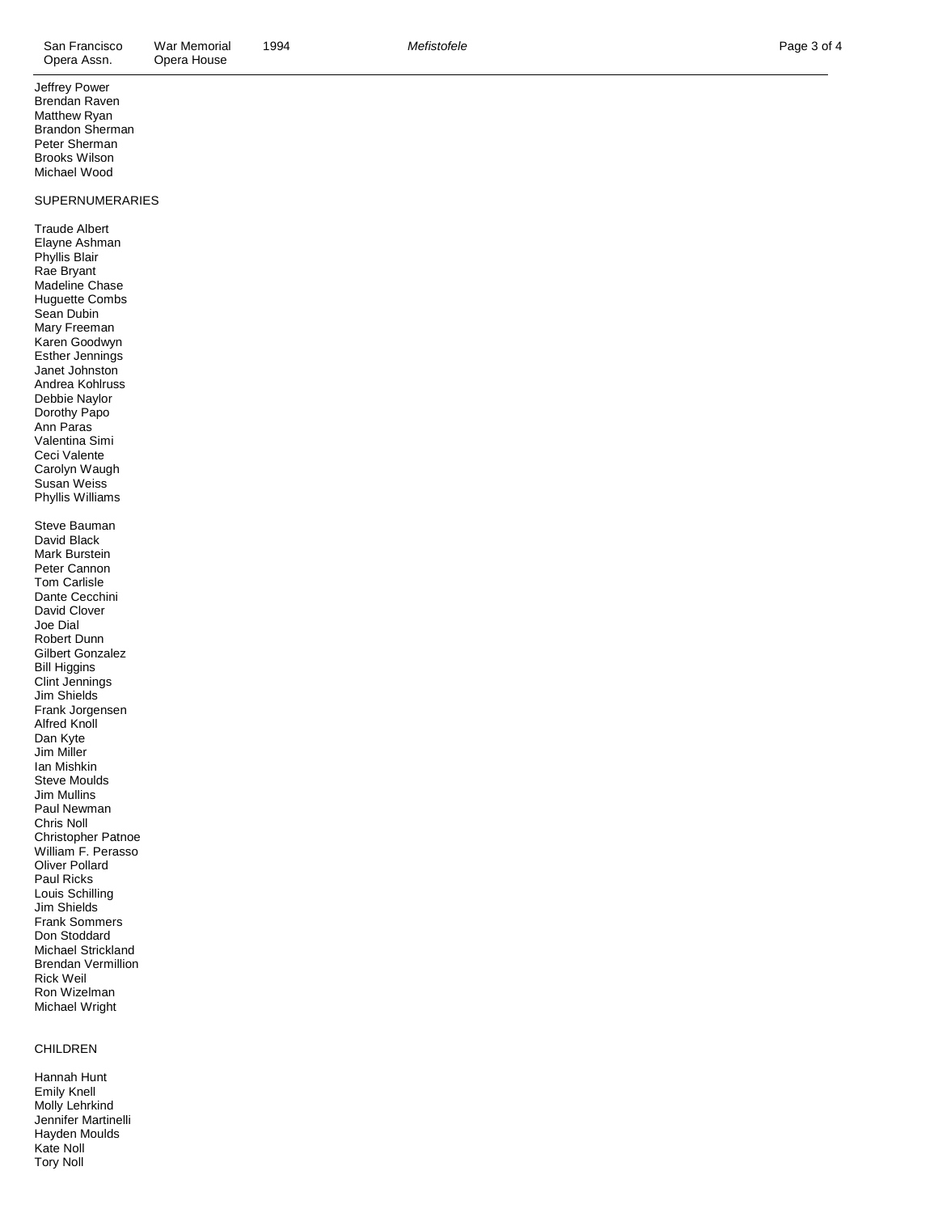Jeffrey Power
Brendan Raven
Matthew Ryan
Brandon Sherman
Peter Sherman
Brooks Wilson
Michael Wood

SUPERNUMERARIES

Traude Albert
Elayne Ashman
Phyllis Blair
Rae Bryant
Madeline Chase
Huguette Combs
Sean Dubin
Mary Freeman
Karen Goodwyn
Esther Jennings
Janet Johnston
Andrea Kohlruss
Debbie Naylor
Dorothy Papo
Ann Paras
Valentina Simi
Ceci Valente
Carolyn Waugh
Susan Weiss
Phyllis Williams

Steve Bauman
David Black
Mark Burstein
Peter Cannon
Tom Carlisle
Dante Cecchini
David Clover
Joe Dial
Robert Dunn
Gilbert Gonzalez
Bill Higgins
Clint Jennings
Jim Shields
Frank Jorgensen
Alfred Knoll
Dan Kyte
Jim Miller
Ian Mishkin
Steve Moulds
Jim Mullins
Paul Newman
Chris Noll
Christopher Patnoe
William F. Perasso
Oliver Pollard
Paul Ricks
Louis Schilling
Jim Shields
Frank Sommers
Don Stoddard
Michael Strickland
Brendan Vermillion
Rick Weil
Ron Wizelman
Michael Wright

CHILDREN

Hannah Hunt
Emily Knell
Molly Lehrkind
Jennifer Martinelli
Hayden Moulds
Kate Noll
Tory Noll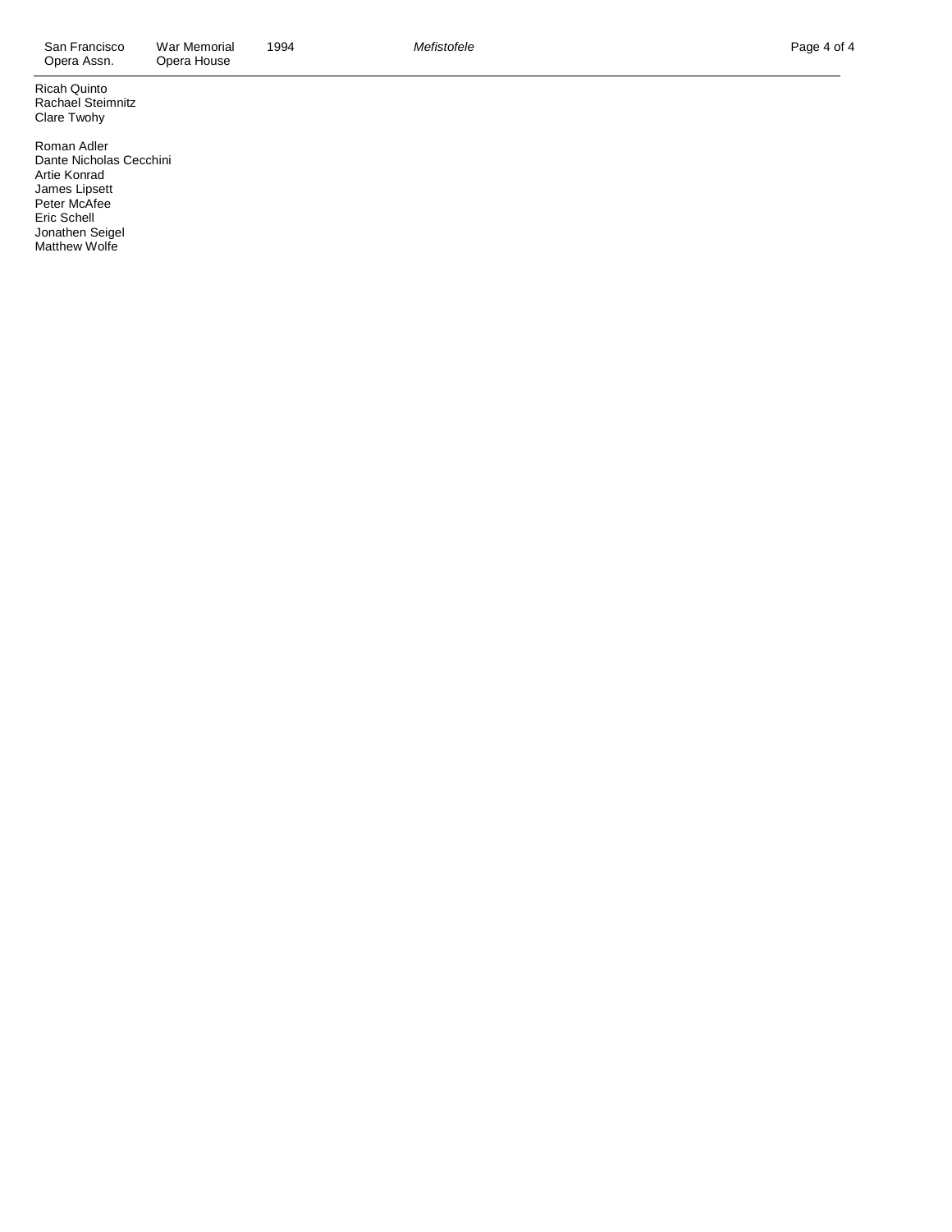Ricah Quinto
Rachael Steimnitz
Clare Twohy

Roman Adler
Dante Nicholas Cecchini
Artie Konrad
James Lipsett
Peter McAfee
Eric Schell
Jonathen Seigel
Matthew Wolfe